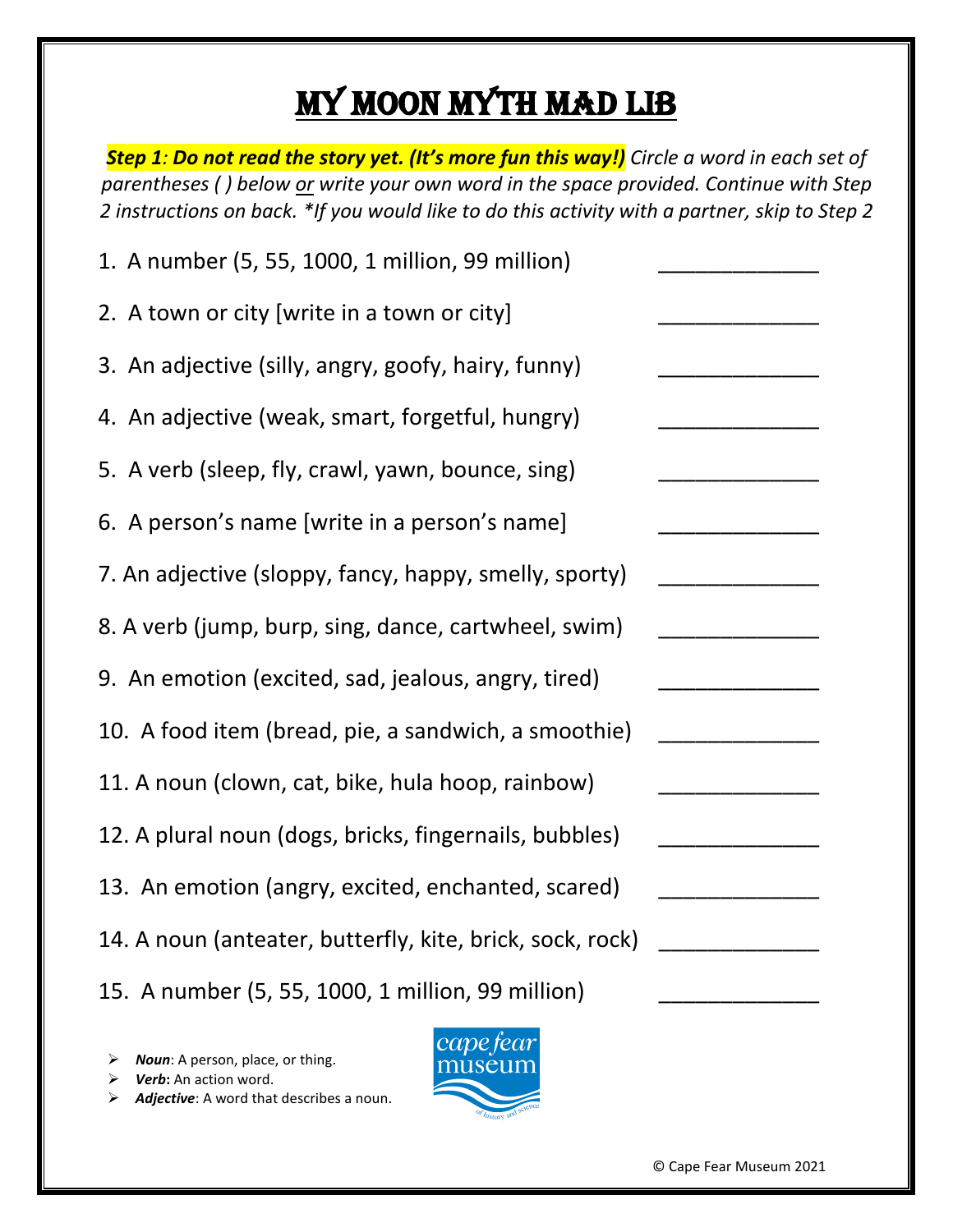# My Moon Myth Mad Lib

***Step 1**: Do not read the story yet. (It's more fun this way!)* *Circle a word in each set of parentheses ( ) below or write your own word in the space provided. Continue with Step 2 instructions on back. *If you would like to do this activity with a partner, skip to Step 2*

1. A number (5, 55, 1000, 1 million, 99 million) _____________
2. A town or city [write in a town or city] _____________
3. An adjective (silly, angry, goofy, hairy, funny) _____________
4. An adjective (weak, smart, forgetful, hungry) _____________
5. A verb (sleep, fly, crawl, yawn, bounce, sing) _____________
6. A person's name [write in a person's name] _____________
7. An adjective (sloppy, fancy, happy, smelly, sporty) _____________
8. A verb (jump, burp, sing, dance, cartwheel, swim) _____________
9. An emotion (excited, sad, jealous, angry, tired) _____________
10. A food item (bread, pie, a sandwich, a smoothie) _____________
11. A noun (clown, cat, bike, hula hoop, rainbow) _____________
12. A plural noun (dogs, bricks, fingernails, bubbles) _____________
13. An emotion (angry, excited, enchanted, scared) _____________
14. A noun (anteater, butterfly, kite, brick, sock, rock) _____________
15. A number (5, 55, 1000, 1 million, 99 million) _____________

- ***Noun***: A person, place, or thing.
- ***Verb***: An action word.
- ***Adjective***: A word that describes a noun.

cape fear museum of history and science

© Cape Fear Museum 2021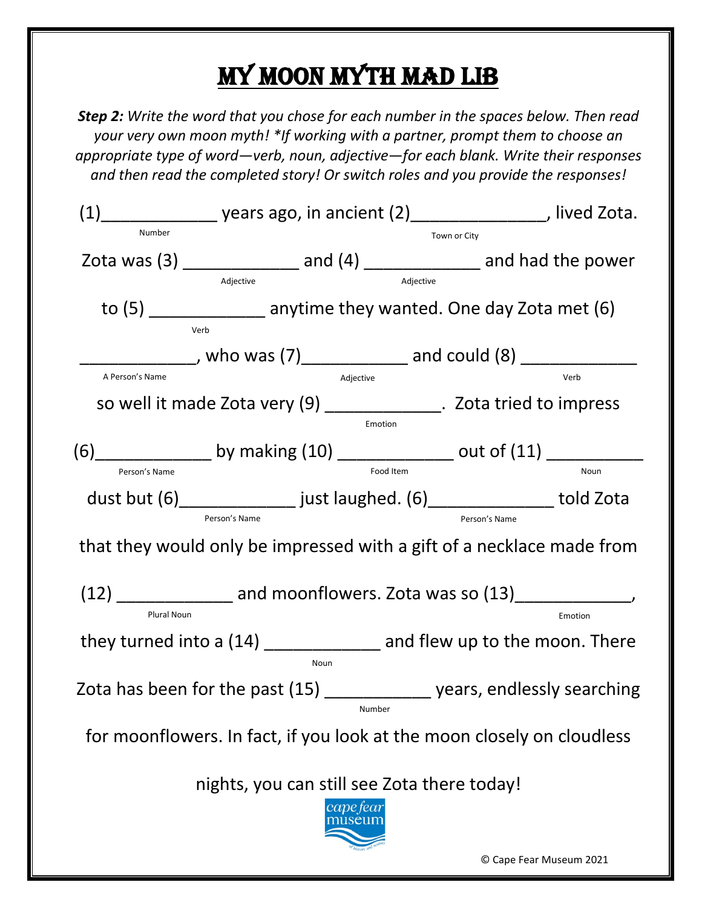# My Moon Myth Mad Lib

***Step 2:*** *Write the word that you chose for each number in the spaces below. Then read your very own moon myth! \*If working with a partner, prompt them to choose an appropriate type of word—verb, noun, adjective—for each blank. Write their responses and then read the completed story! Or switch roles and you provide the responses!*

(1)____________ years ago, in ancient (2)______________, lived Zota.
Number | Town or City

Zota was (3) ____________ and (4) ____________ and had the power
Adjective | Adjective

to (5) ____________ anytime they wanted. One day Zota met (6)
Verb

____________, who was (7)____________ and could (8) ____________
A Person's Name | Adjective | Verb

so well it made Zota very (9) ____________. Zota tried to impress
Emotion

(6)____________ by making (10) ____________ out of (11) __________
Person's Name | Food Item | Noun

dust but (6)____________ just laughed. (6)_____________ told Zota
Person's Name | Person's Name

that they would only be impressed with a gift of a necklace made from

(12) ____________ and moonflowers. Zota was so (13)____________,
Plural Noun | Emotion

they turned into a (14) ____________ and flew up to the moon. There
Noun

Zota has been for the past (15) ___________ years, endlessly searching
Number

for moonflowers. In fact, if you look at the moon closely on cloudless

nights, you can still see Zota there today!

cape fear museum

© Cape Fear Museum 2021